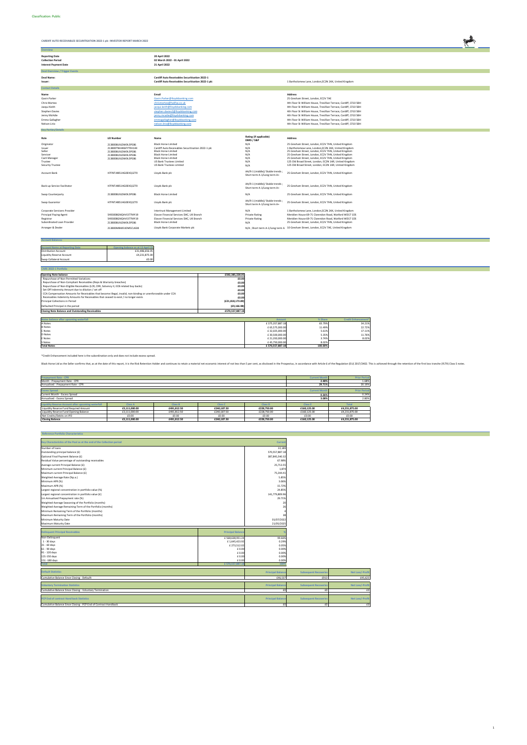Classification: Public

**CARDIFF AUTO RECEIVABLES SECURITISATION 2022-1 plc INVESTOR REPORT MARCH 2022**

## Overview

| | |
|---|---|
| **Reporting Date** | **20 April 2022** |
| **Collection Period** | **02 March 2022 - 01 April 2022** |
| **Interest Payment Date** | **21 April 2022** |

## Deal Overview / Trigger Events

| | | |
|---|---|---|
| **Deal Name:** | **Cardiff Auto Receivables Securitisation 2022-1** | |
| **Issuer:** | **Cardiff Auto Receivables Securitisation 2022-1 plc** | 1 Bartholomew Lane, London,EC2N 2AX, United Kingdom |

## Contact Details

| Name | Email | Address |
|---|---|---|
| Gavin Parker | Gavin.Parker@lloydsbanking.com | 25 Gresham Street, London, EC2V 7AE |
| Chris Morteo | chrismorteo@halifax.co.uk | 4th Floor St William House, Tresillian Terrace, Cardiff, CF10 5BH |
| Jacqui Keith | jacqui.keith@lloydsbanking.com | 4th Floor St William House, Tresillian Terrace, Cardiff, CF10 5BH |
| Stephen Davies | stephen.davies2@lloydsbanking.com | 4th Floor St William House, Tresillian Terrace, Cardiff, CF10 5BH |
| Jenny McAdie | jenny.mcadie@lloydsbanking.com | 4th Floor St William House, Tresillian Terrace, Cardiff, CF10 5BH |
| Emma Gallagher | emmagallagher@lloydsbanking.com | 4th Floor St William House, Tresillian Terrace, Cardiff, CF10 5BH |
| Nelson Lirio | nelson.lirio@lloydsbanking.com | 4th Floor St William House, Tresillian Terrace, Cardiff, CF10 5BH |

## Key Parties/Details

| Role | LEI Number | Name | Rating (if applicable) DBRS / S&P | Address |
|---|---|---|---|---|
| Originator | 2138008UXZAKXLSPEI86 | Black Horse Limited | N/A | 25 Gresham Street, London, EC2V 7HN, United Kingdom |
| Issuer | 2138007NHAKEFYTRH144 | Cardiff Auto Receivables Securitisation 2022-1 plc | N/A | 1 Bartholomew Lane, London,EC2N 2AX, United Kingdom |
| Seller | 2138008UXZAKXLSPEI86 | Black Horse Limited | N/A | 25 Gresham Street, London, EC2V 7HN, United Kingdom |
| Servicer | 2138008UXZAKXLSPEI86 | Black Horse Limited | N/A | 25 Gresham Street, London, EC2V 7HN, United Kingdom |
| Cash Manager | 2138008UXZAKXLSPEI86 | Black Horse Limited | N/A | 25 Gresham Street, London, EC2V 7HN, United Kingdom |
| Trustee | | US Bank Trustees Limited | N/A | 125 Old Broad Street, London, EC2N 1AR, United Kingdom |
| Security Trustee | | US Bank Trustees Limited | N/A | 125 Old Broad Street, London, EC2N 1AR, United Kingdom |
| Account Bank | H7FNTJ4851HG0EXQ1Z70 | Lloyds Bank plc | AA/R-1 (middle)/ Stable trends ; Short term A-1/Long term A+ | 25 Gresham Street, London, EC2V 7HN, United Kingdom |
| Back-up Service Facilitator | H7FNTJ4851HG0EXQ1Z70 | Lloyds Bank plc | AA/R-1 (middle)/ Stable trends ; Short term A-1/Long term A+ | 25 Gresham Street, London, EC2V 7HN, United Kingdom |
| Swap Counterparty | 2138008UXZAKXLSPEI86 | Black Horse Limited | N/A | 25 Gresham Street, London, EC2V 7HN, United Kingdom |
| Swap Guarantor | H7FNTJ4851HG0EXQ1Z70 | Lloyds Bank plc | AA/R-1 (middle)/ Stable trends ; Short term A-1/Long term A+ | 25 Gresham Street, London, EC2V 7HN, United Kingdom |
| Corporate Servicers Provider | | Intertrust Management Limited | N/A | 1 Bartholomew Lane, London,EC2N 2AX, United Kingdom |
| Principal Paying Agent | 549300BGNQHVI377WY19 | Elavon Financial Services DAC, UK Branch | Private Rating | Meridien House 69-71 Clarendon Road, Watford WD17 1DS |
| Registrar | 549300BGNQHVI377WY19 | Elavon Financial Services DAC, UK Branch | Private Rating | Meridien House 69-71 Clarendon Road, Watford WD17 1DS |
| Subordinated Loan Provider | 2138008UXZAKXLSPEI86 | Black Horse Limited | N/A | 25 Gresham Street, London, EC2V 7HN, United Kingdom |
| Arranger & Dealer | 213800MBWEIJDM5CU638 | Lloyds Bank Corporate Markets plc | N/A ; Short term A-1/Long term A | 10 Gresham Street, London, EC2V 7AE, United Kingdom |

## Account Balances

| Account Name at Reporting Date | Opening balance as at 11 April 22 |
|---|---|
| Distribution Account | £31,486,656.05 |
| Liquidity Reserve Account | £4,231,875.00 |
| Swap Collateral Account | £0.00 |

## CARS 2022-1 Portfolio

| | |
|---|---|
| **Opening Note balance** | **£592,385,228.05** |
| - Repurchase of Non-Permitted Variations | £0.00 |
| - Repurchase of Non-Compliant Receivables (Reps & Warranty breaches) | £0.00 |
| - Repurchase of Non-Eligible Receivables (LCR, CRR, Solvency II, ECB related buy backs) | £0.00 |
| - Set Off Indemnity Amount due to dilution / set off | £0.00 |
| - CCA Compensation Amounts for Receivables that became illegal, invalid, non-binding or unenforceable under CCA | £0.00 |
| - Receivables Indemnity Amounts for Receivables that ceased to exist / no longer exists | £0.00 |
| Principal Collections in Period | (£21,818,173.89) |
| Defaulted Principal in the period | (£9,166.98) |
| **Closing Note Balance and Outstanding Receivables** | **£570,557,887.18** |

| Notes balance after upcoming waterfall | Amount | % Share | Credit Enhancement* |
|---|---|---|---|
| A Notes | £ 375,357,887.18 | 65.79% | 34.21% |
| B Notes | £ 65,575,000.00 | 11.49% | 22.72% |
| C Notes | £ 32,025,000.00 | 5.61% | 17.11% |
| D Notes | £ 30,500,000.00 | 5.35% | 11.76% |
| E Notes | £ 21,350,000.00 | 3.74% | 8.02% |
| S Notes | £ 45,750,000.00 | 8.02% | |
| **Total Notes** | **£ 570,557,887.18** | **100.00%** | |

*Credit Enhancement included here is the subordination only and does not include excess spread.

Black Horse Ltd as the Seller confirms that, as at the date of this report, it is the Risk Retention Holder and continues to retain a material net economic interest of not less than 5 per cent, as disclosed in the Prospectus, in accordance with Article 6 of the Regulation (EU) 2017/2402. This is achieved through the retention of the first loss tranche (FLTR) Class S notes.

| Prepayment Rate - CPR | Current Month | Prior Period |
|---|---|---|
| Month - Prepayment Rate - CPR | 2.48% | 1.68% |
| Annualised - Prepayment Rate - CPR | 29.71% | 20.19% |

| Excess Spread | Current Month | Prior Period |
|---|---|---|
| Current Month - Excess Spread | 0.26% | 0.24% |
| Annualised - Excess Spread | 3.08% | 2.80% |

| Liquidity Reserve Account after upcoming waterfall | Class A | Class B | Class C | Class D | Class E | Total |
|---|---|---|---|---|---|---|
| Liquidity Reserve Fund Required Amount | £3,111,000.00 | £491,812.50 | £240,187.50 | £228,750.00 | £160,125.00 | £4,231,875.00 |
| Liquidity Reserve Fund Opening Balance | £3,111,000.00 | £491,812.50 | £240,187.50 | £228,750.00 | £160,125.00 | £4,231,875.00 |
| Net Credits/Debits on IPD | £0.00 | £0.00 | £0.00 | £0.00 | £0.00 | £0.00 |
| **Closing Balance** | **£3,111,000.00** | **£491,812.50** | **£240,187.50** | **£228,750.00** | **£160,125.00** | **£4,231,875.00** |

## Reference Portfolio Characteristics

| Key Characteristics of the Pool as at the end of the Collection period | Current |
|---|---|
| Number of loans | 22,189 |
| Outstanding principal balance (£) | 570,557,887.18 |
| Optional Final Payment Balance (£) | 387,845,540.32 |
| Residual Value percentage of outstanding receivables | 67.98% |
| Average current Principal Balance (£) | 25,713.55 |
| Minimum current Principal Balance (£) | 1,874 |
| Maximum current Principal Balance (£) | 75,344.41 |
| Weighted Average Rate (%p.a.) | 5.85% |
| Minimum APR (%) | 3.06% |
| Maximum APR (%) | 15.72% |
| Largest regional concentration in portfolio value (%) | 24.85% |
| Largest regional concentration in portfolio value (£) | 141,779,809.96 |
| Lim Annualised Prepayment rate (%) | 29.71% |
| Weighted Average Seasoning of the Portfolio (months) | 20 |
| Weighted Average Remaining Term of the Portfolio (months) | 26 |
| Minimum Remaining Term of the Portfolio (months) | 4 |
| Maximum Remaining Term of the Portfolio (months) | 38 |
| Minimum Maturity Date | 01/07/2022 |
| Maximum Maturity Date | 21/05/2025 |

| Delinquent Principal Receivables | Principal Balance | % |
|---|---|---|
| Non-Delinquent | £ 568,638,951.24 | 99.66% |
| 1 - 30 days | £ 1,645,423.92 | 0.29% |
| 31 - 60 days | £ 273,512.02 | 0.05% |
| 61 - 90 days | £ 0.00 | 0.00% |
| 91 - 120 days | £ 0.00 | 0.00% |
| 121 -150 days | £ 0.00 | 0.00% |
| 151 -180 days | £ 0.00 | 0.00% |
| **Total** | **£ 570,557,887.18** | **100%** |

| Default Statistics | Principal Balance | Subsequent Recoveries | Net Loss/-Profit |
|---|---|---|---|
| Cumulative Balance Since Closing - Default | £46,537 | £913 | £45,623 |

| Voluntary Termination Statistics | Principal Balance | Subsequent Recoveries | Net Loss/-Profit |
|---|---|---|---|
| Cumulative Balance Since Closing - Voluntary Termination | £0 | £0 | £0 |

| PCP End of contract Handback Statistics | Principal Balance | Subsequent Recoveries | Net Loss/-Profit |
|---|---|---|---|
| Cumulative Balance Since Closing - PCP End of Contract Handback | £0 | £0 | £0 |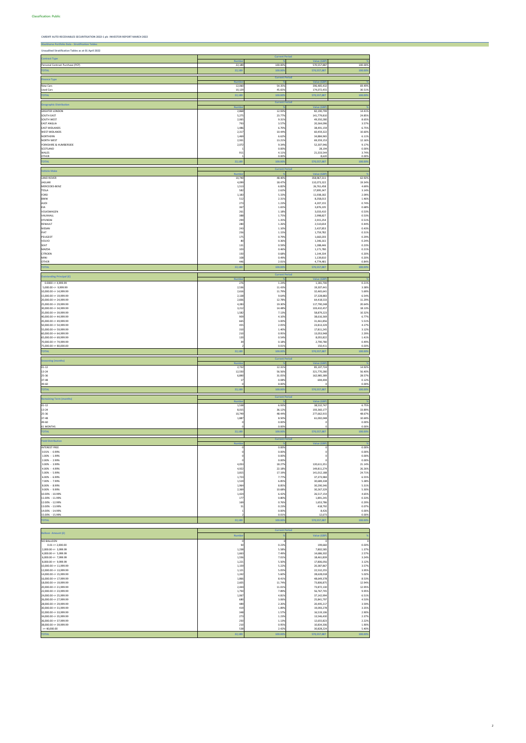**Classification: Public**

**CARDIFF AUTO RECEIVABLES SECURITISATION 2022-1 plc INVESTOR REPORT MARCH 2022**

**Blackhorse Portfolio Data - Stratification Tables**

**Unaudited Stratification Tables as at 01 April 2022**

| Contract Type | Current Period | | | |
|---|---|---|---|---|
| | Number | % | Value (GBP) | % |
| Personal Contract Purchase (PCP) | 22,189 | 100.00% | 570,557,887 | 100.00% |
| **TOTAL** | **22,189** | **100.00%** | **570,557,887** | **100.00%** |

| Finance Type | Current Period | | | |
|---|---|---|---|---|
| | Number | % | Value (GBP) | % |
| New Cars | 12,060 | 54.35% | 396,485,432 | 69.49% |
| Used Cars | 10,129 | 45.65% | 174,072,455 | 30.51% |
| **TOTAL** | **22,189** | **100.00%** | **570,557,887** | **100.00%** |

| Geographic Distribution | Current Period | | | |
|---|---|---|---|---|
| | Number | % | Value (GBP) | % |
| GREATER LONDON | 2,868 | 12.93% | 82,190,799 | 14.41% |
| SOUTH EAST | 5,275 | 23.77% | 141,779,810 | 24.85% |
| SOUTH WEST | 2,065 | 9.31% | 49,350,280 | 8.65% |
| EAST ANGLIA | 793 | 3.57% | 20,364,096 | 3.57% |
| EAST MIDLANDS | 1,486 | 6.70% | 38,491,159 | 6.75% |
| WEST MIDLANDS | 2,317 | 10.44% | 60,459,322 | 10.60% |
| NORTHERN | 1,469 | 6.62% | 34,884,965 | 6.11% |
| NORTH WEST | 2,931 | 13.21% | 69,359,153 | 12.16% |
| YORKSHIRE & HUMBERSIDE | 2,072 | 9.34% | 52,307,948 | 9.17% |
| SCOTLAND | 1 | 0.00% | 28,194 | 0.00% |
| WALES | 911 | 4.11% | 21,333,544 | 3.74% |
| OTHER | 1 | 0.00% | 8,620 | 0.00% |
| **TOTAL** | **22,189** | **100.00%** | **570,557,887** | **100.00%** |

| Vehicle Make | Current Period | | | |
|---|---|---|---|---|
| | Number | % | Value (GBP) | % |
| LAND ROVER | 10,740 | 48.40% | 358,967,311 | 62.92% |
| JAGUAR | 4,099 | 18.47% | 110,373,322 | 19.34% |
| MERCEDES-BENZ | 1,513 | 6.82% | 26,761,458 | 4.69% |
| TESLA | 582 | 2.62% | 17,895,347 | 3.14% |
| FORD | 1,183 | 5.33% | 11,938,182 | 2.09% |
| BMW | 512 | 2.31% | 8,358,013 | 1.46% |
| AUDI | 273 | 1.23% | 4,207,155 | 0.74% |
| KIA | 367 | 1.65% | 3,876,105 | 0.68% |
| VOLKSWAGEN | 261 | 1.18% | 3,033,410 | 0.53% |
| VAUXHALL | 388 | 1.75% | 2,998,827 | 0.53% |
| HYUNDAI | 299 | 1.35% | 2,915,254 | 0.51% |
| RENAULT | 280 | 1.26% | 2,510,654 | 0.44% |
| NISSAN | 243 | 1.10% | 2,437,853 | 0.43% |
| FIAT | 256 | 1.15% | 1,759,782 | 0.31% |
| PEUGEOT | 175 | 0.79% | 1,660,203 | 0.29% |
| VOLVO | 80 | 0.36% | 1,346,161 | 0.24% |
| SEAT | 131 | 0.59% | 1,288,446 | 0.23% |
| MAZDA | 103 | 0.46% | 1,171,780 | 0.21% |
| CITROEN | 150 | 0.68% | 1,144,334 | 0.20% |
| MINI | 108 | 0.49% | 1,139,810 | 0.20% |
| OTHER | 446 | 2.01% | 4,774,481 | 0.84% |
| **TOTAL** | **22,189** | **100.00%** | **570,557,887** | **100.00%** |

| Outstanding Principal (£) | Current Period | | | |
|---|---|---|---|---|
| | Number | % | Value (GBP) | % |
| 0.0000 <= 4,999.99 | 276 | 1.24% | 1,181,700 | 0.21% |
| 5,000.00 <= 9,999.99 | 2,536 | 11.43% | 19,307,441 | 3.38% |
| 10,000.00 <= 14,999.99 | 2,616 | 11.79% | 32,465,641 | 5.69% |
| 15,000.00 <= 19,999.99 | 2,138 | 9.64% | 37,328,883 | 6.54% |
| 20,000.00 <= 24,999.99 | 2,836 | 12.78% | 64,418,533 | 11.29% |
| 25,000.00 <= 29,999.99 | 4,283 | 19.30% | 117,790,248 | 20.64% |
| 30,000.00 <= 34,999.99 | 3,212 | 14.48% | 103,432,457 | 18.13% |
| 35,000.00 <= 39,999.99 | 1,582 | 7.13% | 58,879,223 | 10.32% |
| 40,000.00 <= 44,999.99 | 909 | 4.10% | 38,616,369 | 6.77% |
| 45,000.00 <= 49,999.99 | 665 | 3.00% | 31,461,856 | 5.51% |
| 50,000.00 <= 54,999.99 | 455 | 2.05% | 23,813,329 | 4.17% |
| 55,000.00 <= 59,999.99 | 310 | 1.40% | 17,811,245 | 3.12% |
| 60,000.00 <= 64,999.99 | 210 | 0.95% | 13,053,948 | 2.29% |
| 65,000.00 <= 69,999.99 | 120 | 0.54% | 8,055,822 | 1.41% |
| 70,000.00 <= 74,999.99 | 39 | 0.18% | 2,790,780 | 0.49% |
| 75,000.00 <= 80,000.00 | 2 | 0.01% | 150,411 | 0.03% |
| **TOTAL** | **22,189** | **100.00%** | **570,557,887** | **100.00%** |

| Seasoning (months) | Current Period | | | |
|---|---|---|---|---|
| | Number | % | Value (GBP) | % |
| 01-12 | 2,732 | 12.31% | 85,107,724 | 14.92% |
| 13-24 | 12,550 | 56.56% | 321,770,280 | 56.40% |
| 25-36 | 6,890 | 31.05% | 162,985,389 | 28.57% |
| 37-48 | 17 | 0.08% | 694,494 | 0.12% |
| 49-60 | 0 | 0.00% | 0 | 0.00% |
| **TOTAL** | **22,189** | **100.00%** | **570,557,887** | **100.00%** |

| Remaining Term (months) | Current Period | | | |
|---|---|---|---|---|
| | Number | % | Value (GBP) | % |
| 01-12 | 1,538 | 6.93% | 38,532,747 | 6.75% |
| 13-24 | 8,015 | 36.12% | 193,360,177 | 33.89% |
| 25-36 | 10,749 | 48.44% | 277,662,915 | 48.67% |
| 37-48 | 1,887 | 8.50% | 61,002,048 | 10.69% |
| 49-60 | 0 | 0.00% | 0 | 0.00% |
| 61 MONTHS | 0 | 0.00% | 0 | 0.00% |
| **TOTAL** | **22,189** | **100.00%** | **570,557,887** | **100.00%** |

| Yield Distribution | Current Period | | | |
|---|---|---|---|---|
| | Number | % | Value (GBP) | % |
| INTEREST FREE | 0 | 0.00% | 0 | 0.00% |
| 0.01% - 0.99% | 0 | 0.00% | 0 | 0.00% |
| 1.00% - 1.99% | 0 | 0.00% | 0 | 0.00% |
| 2.00% - 2.99% | 0 | 0.00% | 0 | 0.00% |
| 3.00% - 3.99% | 4,053 | 18.27% | 120,611,351 | 21.14% |
| 4.00% - 4.99% | 4,922 | 22.18% | 149,811,274 | 26.26% |
| 5.00% - 5.99% | 3,815 | 17.19% | 141,012,188 | 24.71% |
| 6.00% - 6.99% | 1,723 | 7.77% | 37,373,984 | 6.55% |
| 7.00% - 7.99% | 1,519 | 6.85% | 30,689,338 | 5.38% |
| 8.00% - 8.99% | 1,964 | 8.85% | 30,290,346 | 5.31% |
| 9.00% - 9.99% | 2,369 | 10.68% | 30,267,329 | 5.30% |
| 10.00% - 10.99% | 1,424 | 6.42% | 26,517,154 | 4.65% |
| 11.00% - 11.99% | 177 | 0.80% | 1,891,245 | 0.33% |
| 12.00% - 12.99% | 169 | 0.76% | 1,653,786 | 0.29% |
| 13.00% - 13.99% | 51 | 0.23% | 418,792 | 0.07% |
| 14.00% - 14.99% | 1 | 0.00% | 8,426 | 0.00% |
| 15.00% - 15.99% | 2 | 0.01% | 12,673 | 0.00% |
| **TOTAL** | **22,189** | **100.00%** | **570,557,887** | **100.00%** |

| Balloon Amount (£) | Current Period | | | |
|---|---|---|---|---|
| | Number | % | Value (GBP) | % |
| NO BALLOON | 0 | | 0 | 0 |
| 0.01 <= 2,000.00 | 50 | 0.23% | 199,660 | 0.03% |
| 2,000.00 <= 3,999.99 | 1,238 | 5.58% | 7,802,585 | 1.37% |
| 4,000.00 <= 5,999.99 | 1,663 | 7.49% | 14,686,302 | 2.57% |
| 6,000.00 <= 7,999.99 | 1,556 | 7.01% | 18,463,839 | 3.24% |
| 8,000.00 <= 9,999.99 | 1,221 | 5.50% | 17,806,056 | 3.12% |
| 10,000.00 <= 11,999.99 | 1,159 | 5.22% | 20,387,867 | 3.57% |
| 12,000.00 <= 13,999.99 | 1,121 | 5.05% | 22,532,255 | 3.95% |
| 14,000.00 <= 15,999.99 | 1,242 | 5.60% | 28,628,018 | 5.02% |
| 16,000.00 <= 17,999.99 | 1,866 | 8.41% | 48,649,378 | 8.53% |
| 18,000.00 <= 19,999.99 | 2,605 | 11.74% | 73,806,875 | 12.94% |
| 20,000.00 <= 21,999.99 | 2,444 | 11.01% | 73,872,130 | 12.95% |
| 22,000.00 <= 23,999.99 | 1,750 | 7.89% | 56,767,745 | 9.95% |
| 24,000.00 <= 25,999.99 | 1,067 | 4.81% | 37,142,994 | 6.51% |
| 26,000.00 <= 27,999.99 | 680 | 3.06% | 25,841,797 | 4.53% |
| 28,000.00 <= 29,999.99 | 489 | 2.20% | 20,495,217 | 3.59% |
| 30,000.00 <= 31,999.99 | 419 | 1.89% | 19,093,278 | 3.35% |
| 32,000.00 <= 33,999.99 | 348 | 1.57% | 16,519,106 | 2.90% |
| 34,000.00 <= 35,999.99 | 273 | 1.23% | 13,546,430 | 2.37% |
| 36,000.00 <= 37,999.99 | 250 | 1.13% | 12,655,823 | 2.22% |
| 38,000.00 <= 39,999.99 | 210 | 0.95% | 10,834,306 | 1.90% |
| >= 40,000.00 | 538 | 2.42% | 30,828,224 | 5.40% |
| **TOTAL** | **22,189** | **100.00%** | **570,557,887** | **100.00%** |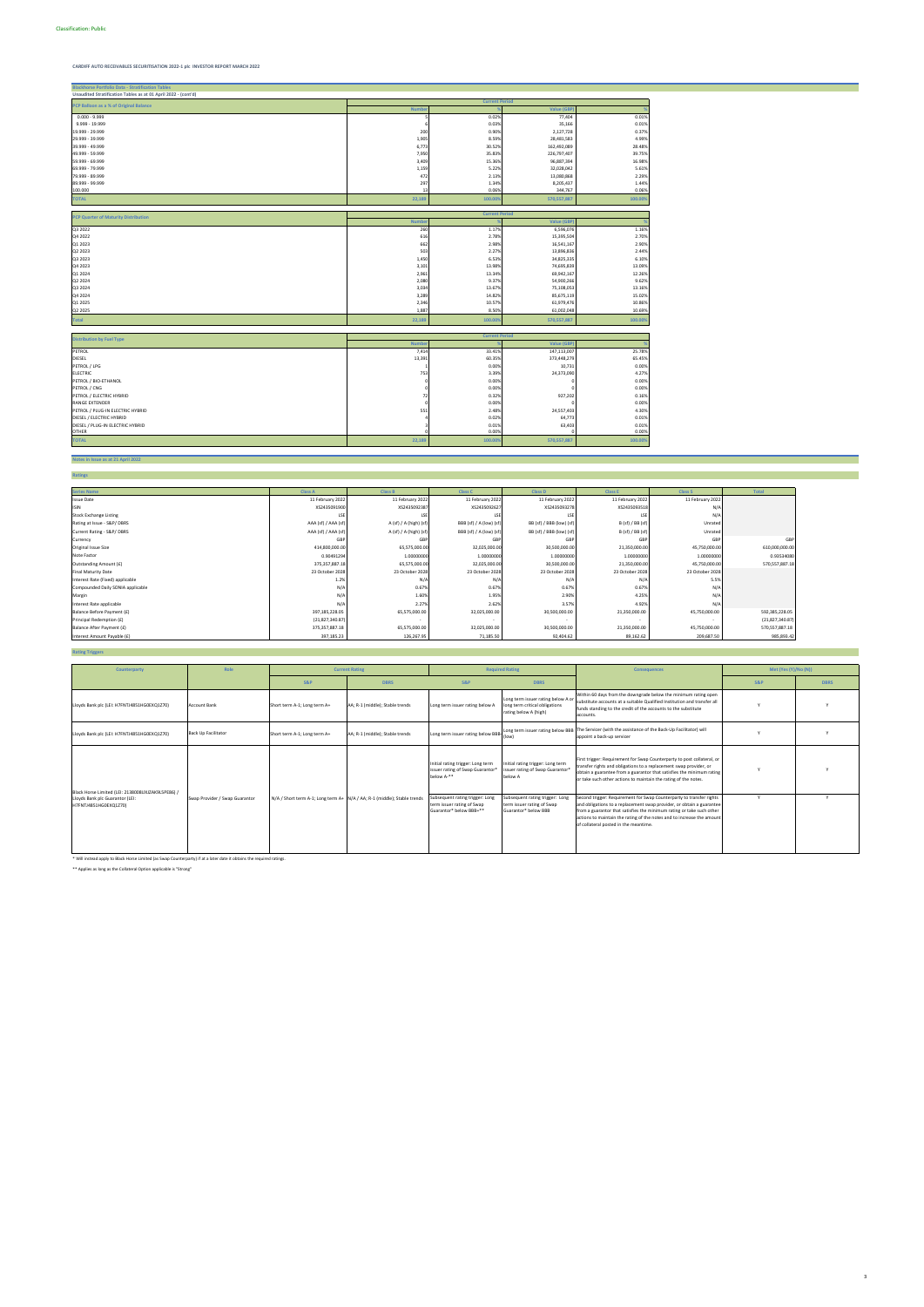**Classification: Public**

**CARDIFF AUTO RECEIVABLES SECURITISATION 2022-1 plc INVESTOR REPORT MARCH 2022**

## Blackhorse Portfolio Data - Stratification Tables

Unaudited Stratification Tables as at 01 April 2022 - (cont'd)

| PCP Balloon as a % of Original Balance | Current Period | | | |
|---|---|---|---|---|
| | Number | % | Value (GBP) | % |
| 0.000 - 9.999 | 5 | 0.02% | 77,404 | 0.01% |
| 9.999 - 19.999 | 6 | 0.03% | 35,166 | 0.01% |
| 19.999 - 29.999 | 200 | 0.90% | 2,127,728 | 0.37% |
| 29.999 - 39.999 | 1,905 | 8.59% | 28,481,583 | 4.99% |
| 39.999 - 49.999 | 6,773 | 30.52% | 162,492,089 | 28.48% |
| 49.999 - 59.999 | 7,950 | 35.83% | 226,797,407 | 39.75% |
| 59.999 - 69.999 | 3,409 | 15.36% | 96,887,394 | 16.98% |
| 69.999 - 79.999 | 1,159 | 5.22% | 32,028,042 | 5.61% |
| 79.999 - 89.999 | 472 | 2.13% | 13,080,868 | 2.29% |
| 89.999 - 99.999 | 297 | 1.34% | 8,205,437 | 1.44% |
| 100.000 | 13 | 0.06% | 344,767 | 0.06% |
| **TOTAL** | 22,189 | 100.00% | 570,557,887 | 100.00% |

| PCP Quarter of Maturity Distribution | Current Period | | | |
|---|---|---|---|---|
| | Number | % | Value (GBP) | % |
| Q3 2022 | 260 | 1.17% | 6,596,076 | 1.16% |
| Q4 2022 | 616 | 2.78% | 15,395,504 | 2.70% |
| Q1 2023 | 662 | 2.98% | 16,541,167 | 2.90% |
| Q2 2023 | 503 | 2.27% | 13,896,836 | 2.44% |
| Q3 2023 | 1,450 | 6.53% | 34,825,335 | 6.10% |
| Q4 2023 | 3,101 | 13.98% | 74,695,839 | 13.09% |
| Q1 2024 | 2,961 | 13.34% | 69,942,167 | 12.26% |
| Q2 2024 | 2,080 | 9.37% | 54,900,266 | 9.62% |
| Q3 2024 | 3,034 | 13.67% | 75,108,053 | 13.16% |
| Q4 2024 | 3,289 | 14.82% | 85,675,119 | 15.02% |
| Q1 2025 | 2,346 | 10.57% | 61,979,476 | 10.86% |
| Q2 2025 | 1,887 | 8.50% | 61,002,048 | 10.69% |
| **Total** | 22,189 | 100.00% | 570,557,887 | 100.00% |

| Distribution by Fuel Type | Current Period | | | |
|---|---|---|---|---|
| | Number | % | Value (GBP) | % |
| PETROL | 7,414 | 33.41% | 147,113,007 | 25.78% |
| DIESEL | 13,391 | 60.35% | 373,448,279 | 65.45% |
| PETROL / LPG | 1 | 0.00% | 10,731 | 0.00% |
| ELECTRIC | 753 | 3.39% | 24,373,090 | 4.27% |
| PETROL / BIO-ETHANOL | 0 | 0.00% | 0 | 0.00% |
| PETROL / CNG | 0 | 0.00% | 0 | 0.00% |
| PETROL / ELECTRIC HYBRID | 72 | 0.32% | 927,202 | 0.16% |
| RANGE EXTENDER | 0 | 0.00% | 0 | 0.00% |
| PETROL / PLUG-IN ELECTRIC HYBRID | 551 | 2.48% | 24,557,403 | 4.30% |
| DIESEL / ELECTRIC HYBRID | 4 | 0.02% | 64,773 | 0.01% |
| DIESEL / PLUG-IN ELECTRIC HYBRID | 3 | 0.01% | 63,403 | 0.01% |
| OTHER | 0 | 0.00% | 0 | 0.00% |
| **TOTAL** | 22,189 | 100.00% | 570,557,887 | 100.00% |

## Notes in Issue as at 21 April 2022

## Ratings

| Series Name | Class A | Class B | Class C | Class D | Class E | Class S | Total |
|---|---|---|---|---|---|---|---|
| Issue Date | 11 February 2022 | 11 February 2022 | 11 February 2022 | 11 February 2022 | 11 February 2022 | 11 February 2022 | |
| ISIN | XS2435091900 | XS2435092387 | XS2435092627 | XS2435093278 | XS2435093518 | N/A | |
| Stock Exchange Listing | LSE | LSE | LSE | LSE | LSE | N/A | |
| Rating at Issue - S&P/ DBRS | AAA (sf) / AAA (sf) | A (sf) / A (high) (sf) | BBB (sf) / A (low) (sf) | BB (sf) / BBB (low) (sf) | B (sf) / BB (sf) | Unrated | |
| Current Rating - S&P/ DBRS | AAA (sf) / AAA (sf) | A (sf) / A (high) (sf) | BBB (sf) / A (low) (sf) | BB (sf) / BBB (low) (sf) | B (sf) / BB (sf) | Unrated | |
| Currency | GBP | GBP | GBP | GBP | GBP | GBP | GBP |
| Original Issue Size | 414,800,000.00 | 65,575,000.00 | 32,025,000.00 | 30,500,000.00 | 21,350,000.00 | 45,750,000.00 | 610,000,000.00 |
| Note Factor | 0.90491294 | 1.00000000 | 1.00000000 | 1.00000000 | 1.00000000 | 1.00000000 | 0.93534080 |
| Outstanding Amount (£) | 375,357,887.18 | 65,575,000.00 | 32,025,000.00 | 30,500,000.00 | 21,350,000.00 | 45,750,000.00 | 570,557,887.18 |
| Final Maturity Date | 23 October 2028 | 23 October 2028 | 23 October 2028 | 23 October 2028 | 23 October 2028 | 23 October 2028 | |
| Interest Rate (Fixed) applicable | 1.2% | N/A | N/A | N/A | N/A | 5.5% | |
| Compounded Daily SONIA applicable | N/A | 0.67% | 0.67% | 0.67% | 0.67% | N/A | |
| Margin | N/A | 1.60% | 1.95% | 2.90% | 4.25% | N/A | |
| Interest Rate applicable | N/A | 2.27% | 2.62% | 3.57% | 4.92% | N/A | |
| Balance Before Payment (£) | 397,185,228.05 | 65,575,000.00 | 32,025,000.00 | 30,500,000.00 | 21,350,000.00 | 45,750,000.00 | 592,385,228.05 |
| Principal Redemption (£) | (21,827,340.87) | - | - | - | - | - | (21,827,340.87) |
| Balance After Payment (£) | 375,357,887.18 | 65,575,000.00 | 32,025,000.00 | 30,500,000.00 | 21,350,000.00 | 45,750,000.00 | 570,557,887.18 |
| Interest Amount Payable (£) | 397,185.23 | 126,267.95 | 71,185.50 | 92,404.62 | 89,162.62 | 209,687.50 | 985,893.42 |

## Rating Triggers

| Counterparty | Role | Current Rating | | Required Rating | | Consequences | Met (Yes (Y)/No (N)) | |
|---|---|---|---|---|---|---|---|---|
| | | S&P | DBRS | S&P | DBRS | | S&P | DBRS |
| Lloyds Bank plc (LEI: H7FNTJ4851HG0EXQ1Z70) | Account Bank | Short term A-1; Long term A+ | AA; R-1 (middle); Stable trends | Long term issuer rating below A | Long term issuer rating below A or long term critical obligations rating below A (high) | Within 60 days from the downgrade below the minimum rating open substitute accounts at a suitable Qualified Institution and transfer all funds standing to the credit of the accounts to the substitute accounts. | Y | Y |
| Lloyds Bank plc (LEI: H7FNTJ4851HG0EXQ1Z70) | Back Up Facilitator | Short term A-1; Long term A+ | AA; R-1 (middle); Stable trends | Long term issuer rating below BBB | Long term issuer rating below BBB (low) | The Servicer (with the assistance of the Back-Up Facilitator) will appoint a back-up servicer | Y | Y |
| Black Horse Limited (LEI: 2138008UXJZAK9L5PE86) / Lloyds Bank plc Guarantor (LEI: H7FNTJ4851HG0EXQ1Z70) | Swap Provider / Swap Guarantor | N/A / Short term A-1; Long term A+ | N/A / AA; R-1 (middle); Stable trends | Initial rating trigger: Long term issuer rating of Swap Guarantor* below A-** | Initial rating trigger: Long term issuer rating of Swap Guarantor* below A | First trigger: Requirement for Swap Counterparty to post collateral, or transfer rights and obligations to a replacement swap provider, or obtain a guarantee from a guarantor that satisfies the minimum rating or take such other actions to maintain the rating of the notes. | Y | Y |
| | | | | Subsequent rating trigger: Long term issuer rating of Swap Guarantor* below BBB+** | Subsequent rating trigger: Long term issuer rating of Swap Guarantor* below BBB | Second trigger: Requirement for Swap Counterparty to transfer rights and obligations to a replacement swap provider, or obtain a guarantee from a guarantor that satisfies the minimum rating or take such other actions to maintain the rating of the notes and to increase the amount of collateral posted in the meantime. | Y | Y |

\* Will instead apply to Black Horse Limited (as Swap Counterparty) if at a later date it obtains the required ratings.

\** Applies as long as the Collateral Option applicable is "Strong"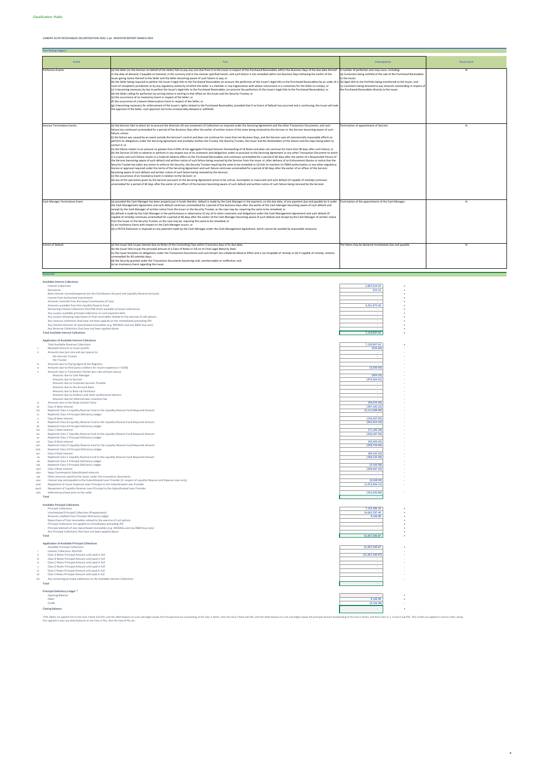Classification: Public

CARDIFF AUTO RECEIVABLES SECURITISATION 2022-1 plc INVESTOR REPORT MARCH 2022

## Non Rating triggers

| Event | Test | Consequence | Occurrence |
|---|---|---|---|
| Perfection Events | (a) the Seller (or the Servicer on behalf of the Seller) fails to pay any sum due from it to the Issuer in respect of the Purchased Receivables within five Business Days of the due date thereof or the date of demand, if payable on demand, in the currency and in the manner specified herein, and such failure is not remedied within ten Business Days following the earlier of the Issuer giving notice thereof to the Seller and the Seller becoming aware of such failure to pay; or<br>(b) the Seller being required to perfect the Issuer's legal title to the Purchased Receivables (or procure the perfection of the Issuer's legal title to the Purchased Receivables) by an order of a court of competent jurisdiction or by any regulatory authority of which the Seller is a member or any organisation with whose instructions it is customary for the Seller to comply; or<br>(c) it becoming necessary by law to perfect the Issuer's legal title to the Purchased Receivables, (or procure the perfection of the Issuer's legal title to the Purchased Receivables); or<br>(d) the Seller calling for perfection by serving notice in writing to that effect on the Issuer and the Security Trustee; or<br>(e) the occurrence of an Insolvency Event in respect of the Seller; or<br>(f) the occurrence of a Severe Deterioration Event in respect of the Seller; or<br>(g) it becoming necessary for enforcement of the Issuer's rights related to the Purchased Receivables, provided that if no Event of Default has occurred and is continuing, the Issuer will seek the approval of the Seller, such approval not to be unreasonably delayed or withheld. | A number of perfection acts may occur, including:<br>(a) Customers being notified of the sale of the Purchased Receivables to the Issuer;<br>(b) legal title to the Portfolio being transferred to the Issuer; and<br>(c) Customers being directed to pay amounts outstanding in respect of the Purchased Receivables directly to the Issuer. | N |
| Servicer Termination Events | (a) the Servicer fails to direct (or to procure the direction of) any movement of Collections as required under the Servicing Agreement and the other Transaction Documents, and such failure has continued unremedied for a period of five Business Days after the earlier of written notice of the same being received by the Servicer or the Servicer becoming aware of such failure, unless:<br>(i) the failure was caused by an event outside the Servicer's control and does not continue for more than ten Business Days, and the Servicer uses all commercially reasonable efforts to perform its obligations under the Servicing Agreement and promptly notifies the Trustee, the Security Trustee, the Issuer and the Noteholders of the failure and the steps being taken to correct it; or<br>(ii) the failure relates to an amount no greater than 0.05% of the aggregate Principal Amount Outstanding of all Notes and does not continue for more than 90 days after such failure; or<br>(b) the Servicer (i) fails to observe or perform in any respect any of its covenants and obligations under or pursuant to the Servicing Agreement or any other Transaction Document to which it is a party and such failure results in a material adverse effect on the Purchased Receivables and continues unremedied for a period of 60 days after the earlier of a Responsible Person of the Servicer becoming aware of such default and written notice of such failure being received by the Servicer from the Issuer or, after delivery of an Enforcement Notice or notice that the Security Trustee has taken any action to enforce the Security, the Security Trustee requiring the same to be remedied or (ii) fails to maintain its FSMA authorisation or any other regulatory licence or approval required under the terms of the Servicing Agreement and such failure continues unremedied for a period of 60 days after the earlier of an officer of the Servicer becoming aware of such default and written notice of such failure being received by the Servicer;<br>(c) the occurrence of an Insolvency Event in relation to the Servicer; or<br>(d) any of the warranties given by the Servicer pursuant to the Servicing Agreement prove to be untrue, incomplete or inaccurate and such default (if capable of remedy) continues unremedied for a period of 60 days after the earlier of an officer of the Servicer becoming aware of such default and written notice of such failure being received by the Servicer. | Termination of appointment of Servicer. | N |
| Cash Manager Termination Event | (a) provided the Cash Manager has been properly put in funds therefor, default is made by the Cash Manager in the payment, on the due date, of any payment due and payable by it under the Cash Management Agreement and such default continues unremedied for a period of five Business Days after the earlier of the Cash Manager becoming aware of such default and receipt by the Cash Manager of written notice from the Issuer or the Security Trustee, as the case may be, requiring the same to be remedied; or<br>(b) default is made by the Cash Manager in the performance or observance of any of its other covenants and obligations under the Cash Management Agreement and such default (if capable of remedy) continues unremedied for a period of 60 days after the earlier of the Cash Manager becoming aware of such default and receipt by the Cash Manager of written notice from the Issuer or the Security Trustee, as the case may be, requiring the same to be remedied; or<br>(c) an Insolvency Event with respect to the Cash Manager occurs; or<br>(d) a FATCA Deduction is imposed on any payment made by the Cash Manager under the Cash Management Agreement, which cannot be avoided by reasonable measures. | Termination of the appointment of the Cash Manager. | N |
| Events of Default | (a) the Issuer fails to pay interest due on Notes of the Controlling Class within 5 business days of its due date;<br>(b) the Issuer fails to pay the principal amount of a Class of Notes in full on its Final Legal Maturity Date;<br>(c) the Issuer breaches its obligations under the Transaction Documents and such breach has a Material Adverse Effect and is (a) incapable of remedy or (b) if capable of remedy, remains unremedied for 60 calendar days;<br>(d) the Security granted under the Transaction Documents becoming void, unenforceable or ineffective; and<br>(e) an Insolvency Event regarding the Issuer. | The Notes may be declared immediately due and payable. | N |

## Waterfall

### Available Interest Collections

| | | | |
|---|---|---|---|
| | Interest Collections | 2,897,019.50 | + |
| | Recoveries | 913.12 | + |
| | Bank interest income/(expense) (on the Distribution Account and Liquidity Reserve Account) | - | + |
| | Income from Authorised Investments | - | + |
| | Amounts received from the Swap Counterparty (if any) | - | + |
| | Amounts available from the Liquidity Reserve Fund | 4,231,875.00 | + |
| | Remaining Interest Collections Shortfall (from available principal collections) | - | + |
| | Any surplus available principal collections on such payment date | - | + |
| | Any surplus following repurchase of final receivables related to the exercise of call options | - | + |
| | Any revenue collections that have not been applied on the immediately preceding IPD | - | + |
| | Any interest element of repurchased receivables (e.g. MODAGs and any R&W buy-outs) | - | + |
| | Any Revenue Collections that have not been applied above | - | + |
| | **Total Available Interest Collections** | 7,129,807.62 | + |

### Application of Available Interest Collections

| | | | |
|---|---|---|---|
| | Total Available Revenue Collections | 7,129,807.62 | + |
| i | Retained Amount to Issuer (profit) | (916.66) | - |
| ii | Amounts due (pro rata and pari passu) to: | | |
| | the Security Trustee | - | - |
| | the Trustee | - | - |
| iii | Amounts due to Paying Agent & the Registrar | - | - |
| iv | Amounts due to third party creditors for Issuers expenses (<=£20k) | (3,500.00) | - |
| v | Amounts due to Transaction Parties (pro rata and pari passu) | - | - |
| | Amounts due to Cash Manager | (833.33) | - |
| | Amounts due to Servicer | (473,464.91) | - |
| | Amounts due to Corporate Servicer Provider | - | - |
| | Amounts due to the Account Bank | - | - |
| | Amounts due to Back-Up Facilitator | - | - |
| | Amounts due to Auditors and other professional advisors | - | - |
| | Amounts due for Administrator Incentive Fee | - | - |
| vi | Amounts due to the Swap Counter Party | (90,016.40) | - |
| vii | Class A Note Interest | (397,165.23) | - |
| viii | Replenish Class A Liquidity Reserve Fund to the Liquidity Reserve Fund Required Amount | (3,111,000.00) | - |
| ix | Replenish Class A Principal Deficiency Ledger | - | - |
| x | Class B Note Interest | (126,267.95) | - |
| xi | Replenish Class B Liquidity Reserve Fund to the Liquidity Reserve Fund Required Amount | (491,812.50) | - |
| xii | Replenish Class B Principal Deficiency Ledger | - | - |
| xiii | Class C Note Interest | (71,185.50) | - |
| xiv | Replenish Class C Liquidity Reserve Fund to the Liquidity Reserve Fund Required Amount | (240,187.50) | - |
| xv | Replenish Class C Principal Deficiency Ledger | - | - |
| xvi | Class D Note Interest | (92,404.62) | - |
| xvii | Replenish Class D Liquidity Reserve Fund to the Liquidity Reserve Fund Required Amount | (228,750.00) | - |
| xviii | Replenish Class D Principal Deficiency Ledger | - | - |
| xix | Class E Note Interest | (89,162.62) | - |
| xx | Replenish Class E Liquidity Reserve Fund to the Liquidity Reserve Fund Required Amount | (160,125.00) | - |
| xxi | Replenish Class E Principal Deficiency Ledger | - | - |
| xxii | Replenish Class S Principal Deficiency Ledger | (9,166.98) | - |
| xxiii | Class S Note Interest | (209,687.50) | - |
| xxiv | Swap Counterparty Subordinated amounts | - | - |
| xxv | Other amounts owed by the Issuer under the transaction documents | - | - |
| xxvi | Interest due and payable to the Subordinated Loan Provider (in respect of Liquidity Reserve and Expense Loan only) | (4,568.02) | - |
| xxvii | Repayment of Issuer Expenses Loan Principal to the Subordinated Loan Provider | (1,073,966.21) | - |
| xxviii | Repayment of Liquidity Reserve Loan Principal to the Subordinated Loan Provider | - | - |
| xxix | Deferred purchase price to the seller | (253,605.80) | - |
| | **Total** | - | |

### Available Principal Collections

| | | | |
|---|---|---|---|
| | Principal Collections | 7,152,386.43 | + |
| | Unscheduled Principal Collections (Prepayments) | 14,665,787.46 | + |
| | Amounts credited from Principal Deficiency Ledger | 9,166.98 | + |
| | Repurchase of final receivables related to the exercise of call options | | + |
| | Principal Collections not applied on immediately preceding IPD | | + |
| | Principal element of any repurchased receivables (e.g. MODAGs and any R&W buy-outs) | - | + |
| | Any Principal Collections that have not been applied above | | + |
| | **Total** | 21,827,340.87 | + |

### Application of Available Principal Collections

| | | | |
|---|---|---|---|
| | Available Principal Collections | 21,827,340.87 | + |
| i | Interest Collections Shortfall | | - |
| ii | Class A Notes Principal Amount until paid in full | (21,827,340.87) | - |
| iii | Class B Notes Principal Amount until paid in full | | - |
| iv | Class C Notes Principal Amount until paid in full | - | - |
| v | Class D Notes Principal Amount until paid in full | - | - |
| vi | Class E Notes Principal Amount until paid in full | - | - |
| vii | Class S Notes Principal Amount until paid in full | | - |
| viii | Any remaining principal collections to the Available Interest Collections | | - |
| | **Total** | - | |

### Principal Deficiency Ledger *

| | | | |
|---|---|---|---|
| | Opening Balance | - | + |
| | Debit | 9,166.98 | + |
| | Credit | (9,166.98) | - |
| | **Closing Balance** | - | + |

*PDL Debits are applied first to the Class S Note Sub-PDL until the debit balance on such sub-ledger equals the Principal Amount outstanding of the Class S Notes; then the Class E Note Sub-PDL until the debit balance on such sub-ledger equals the principal Amount Outstanding of the Class E Notes, and then Class D, C, B and A Sub-PDL. PDL Credits are applied in reverse order, being first applied to clear any debit balances on the Class A PDL, then the Class B PDL etc.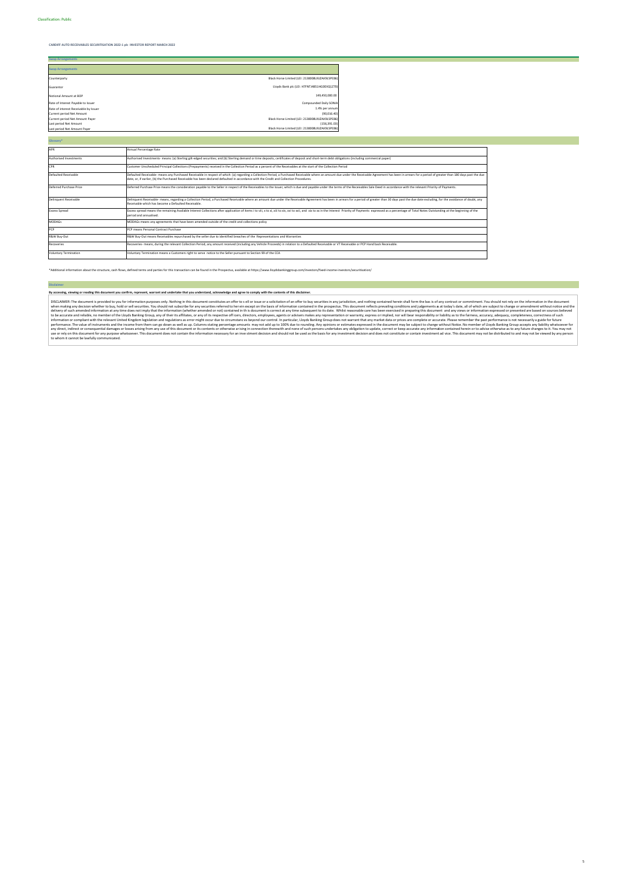Classification: Public

CARDIFF AUTO RECEIVABLES SECURITISATION 2022-1 plc INVESTOR REPORT MARCH 2022

## Swap Arrangements

| Swap Arrangements | |
|---|---|
| Counterparty | Black Horse Limited (LEI: 2138008UXZAK9LSPE86) |
| Guarantor | Lloyds Bank plc (LEI: H7FNTJ4851HG0EXQ1Z70) |
| Notional Amount at BOP | 149,450,000.00 |
| Rate of Interest Payable to Issuer | Compounded Daily SONIA |
| Rate of Interest Receivable by Issuer | 1.4% per annum |
| Current period Net Amount | (90,016.40) |
| Current period Net Amount Payer | Black Horse Limited (LEI: 2138008UXZAK9LSPE86) |
| Last period Net Amount | (156,391.03) |
| Last period Net Amount Payer | Black Horse Limited (LEI: 2138008UXZAK9LSPE86) |

## Glossary*

| | |
|---|---|
| APR | Annual Percentage Rate |
| Authorised Investments | Authorised Investments- means: (a) Sterling gilt-edged securities; and (b) Sterling demand or time deposits, certificates of deposit and short-term debt obligations (including commercial paper) |
| CPR | Customer Unscheduled Principal Collections (Prepayments) received in the Collection Period as a percent of the Receivables at the start of the Collection Period |
| Defaulted Receivable | Defaulted Receivable- means any Purchased Receivable in respect of which: (a) regarding a Collection Period, a Purchased Receivable where an amount due under the Receivable Agreement has been in arrears for a period of greater than 180 days past the due date, or, if earlier, (b) the Purchased Receivable has been declared defaulted in accordance with the Credit and Collection Procedures. |
| Deferred Purchase Price | Deferred Purchase Price means the consideration payable to the Seller in respect of the Receivables to the Issuer, which is due and payable under the terms of the Receivables Sale Deed in accordance with the relevant Priority of Payments. |
| Delinquent Receivable | Delinquent Receivable- means, regarding a Collection Period, a Purchased Receivable where an amount due under the Receivable Agreement has been in arrears for a period of greater than 30 days past the due date excluding, for the avoidance of doubt, any Receivable which has become a Defaulted Receivable. |
| Excess Spread | Excess spread means the remaining Available Interest Collections after application of items i to viii, x to xi, xiii to xiv, xvi to xvii, and xix to xx in the Interest Priority of Payments expressed as a percentage of Total Notes Outstanding at the beginning of the period and annualised. |
| MODAGs | MODAGs means any agreements that have been amended outside of the credit and collections policy |
| PCP | PCP means Personal Contract Purchase |
| R&W Buy-Out | R&W Buy-Out means Receivables repurchased by the seller due to identified breaches of the Representations and Warranties |
| Recoveries | Recoveries- means, during the relevant Collection Period, any amount received (including any Vehicle Proceeds) in relation to a Defaulted Receivable or VT Receivable or PCP Hand back Receivable. |
| Voluntary Termination | Voluntary Termination means a Customers right to serve notice to the Seller pursuant to Section 99 of the CCA |

*Additional information about the structure, cash flows, defined terms and parties for this transaction can be found in the Prospectus, available at https://www.lloydsbankinggroup.com/investors/fixed-income-investors/securitisation/

## Disclaimer

**By accessing, viewing or reading this document you confirm, represent, warrant and undertake that you understand, acknowledge and agree to comply with the contents of this disclaimer.**

DISCLAIMER: The document is provided to you for information purposes only. Nothing in this document constitutes an offer to sell or issue or a solicitation of an offer to buy securities in any jurisdiction, and nothing contained herein shall form the bas is of any contract or commitment. You should not rely on the information in the document when making any decision whether to buy, hold or sell securities. You should not subscribe for any securities referred to herein except on the basis of information contained in the prospectus. This document reflects prevailing conditions and judgements as at today's date, all of which are subject to change or amendment without notice and the delivery of such amended information at any time does not imply that the information (whether amended or not) contained in this document is correct at any time subsequent to its date. Whilst reasonable care has been exercised in preparing this document and any views or information expressed or presented are based on sources believed to be accurate and reliable, no member of the Lloyds Banking Group, any of their its affiliates, or any of its respective officers, directors, employees, agents or advisers makes any representation or warranty, express or implied, nor will bear responsibility or liability as to the fairness, accuracy, adequacy, completeness, correctness of such information or compliant with the relevant United Kingdom legislation and regulations as error might occur due to circumstances beyond our control. In particular, Lloyds Banking Group does not warrant that any market data or prices are complete or accurate. Please remember the past performance is not necessarily a guide for future performance. The value of instruments and the income from them can go down as well as up. Columns stating percentage amounts may not add up to 100% due to rounding. Any opinions or estimates expressed in the document may be subject to change without Notice. No member of Lloyds Banking Group accepts any liability whatsoever for any direct, indirect or consequential damages or losses arising from any use of this document or its contents or otherwise arising in connection therewith and none of such persons undertakes any obligation to update, correct or keep accurate any information contained herein or to advise otherwise as to any future changes to it. You may not use or rely on this document for any purpose whatsoever. This document does not contain the information necessary for an investment decision and should not be used as the basis for any investment decision and does not constitute or contain investment advice. This document may not be distributed to and may not be viewed by any person to whom it cannot be lawfully communicated.